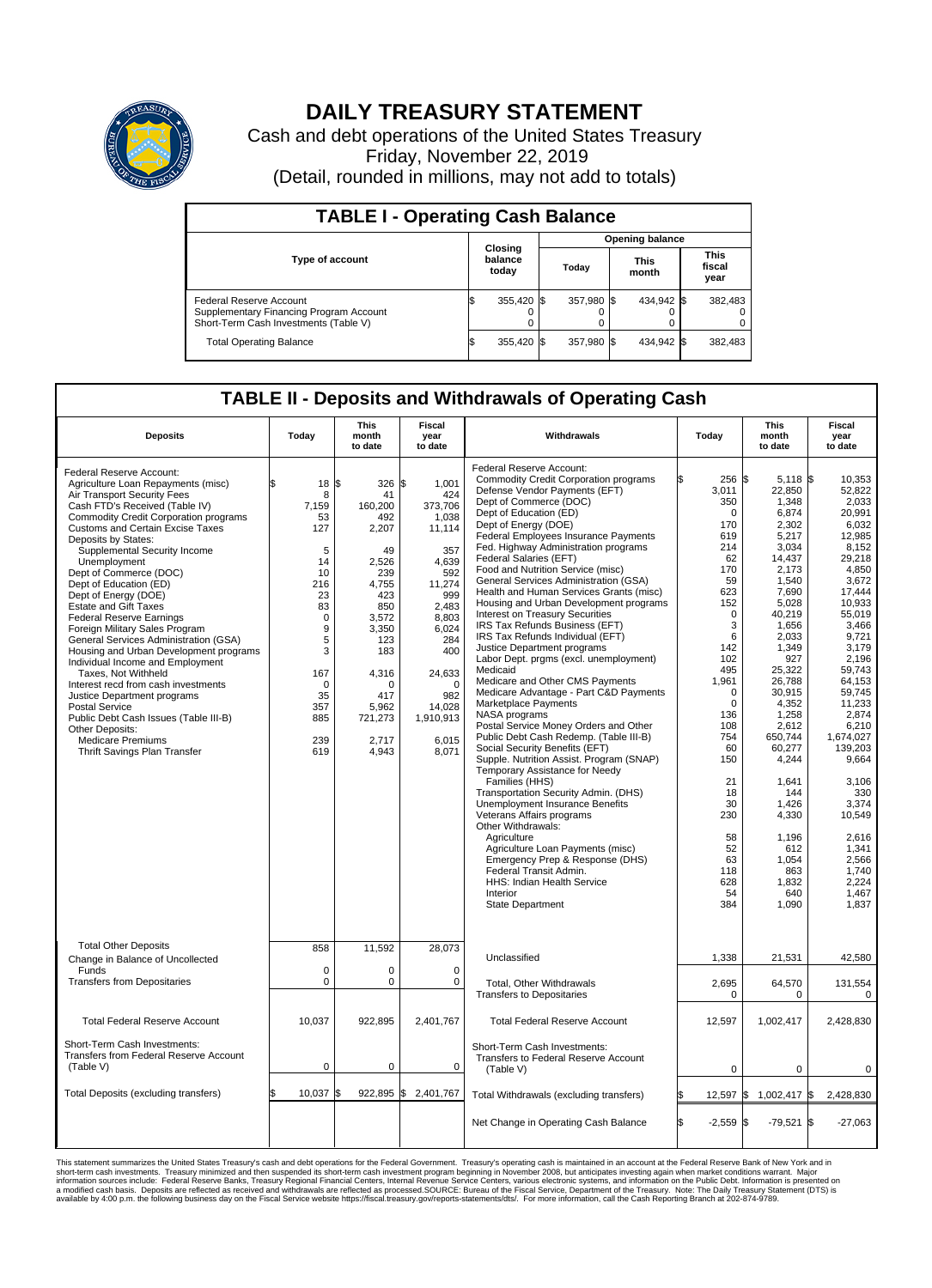# DAILY TREASURY STATEMENT

Cash and debt operations of the United States Treasury

Friday, November 22, 2019

(Detail, rounded in millions, may not add to totals)

## TABLE I - Operating Cash Balance

| Type of account | Closing balance today | Opening balance Today | Opening balance This month | Opening balance This fiscal year |
|---|---|---|---|---|
| Federal Reserve Account | $ 355,420 | $ 357,980 | $ 434,942 | $ 382,483 |
| Supplementary Financing Program Account | 0 | 0 | 0 | 0 |
| Short-Term Cash Investments (Table V) | 0 | 0 | 0 | 0 |
| Total Operating Balance | $ 355,420 | $ 357,980 | $ 434,942 | $ 382,483 |

## TABLE II - Deposits and Withdrawals of Operating Cash

| Deposits | Today | This month to date | Fiscal year to date | Withdrawals | Today | This month to date | Fiscal year to date |
|---|---|---|---|---|---|---|---|
| Federal Reserve Account: | | | | Federal Reserve Account: | | | |
| Agriculture Loan Repayments (misc) | $ 18 | $ 326 | $ 1,001 | Commodity Credit Corporation programs | $ 256 | $ 5,118 | $ 10,353 |
| Air Transport Security Fees | 8 | 41 | 424 | Defense Vendor Payments (EFT) | 3,011 | 22,850 | 52,822 |
| Cash FTD's Received (Table IV) | 7,159 | 160,200 | 373,706 | Dept of Commerce (DOC) | 350 | 1,348 | 2,033 |
| Commodity Credit Corporation programs | 53 | 492 | 1,038 | Dept of Education (ED) | 0 | 6,874 | 20,991 |
| Customs and Certain Excise Taxes | 127 | 2,207 | 11,114 | Dept of Energy (DOE) | 170 | 2,302 | 6,032 |
| Deposits by States: | | | | Federal Employees Insurance Payments | 619 | 5,217 | 12,985 |
| Supplemental Security Income | 5 | 49 | 357 | Fed. Highway Administration programs | 214 | 3,034 | 8,152 |
| Unemployment | 14 | 2,526 | 4,639 | Federal Salaries (EFT) | 62 | 14,437 | 29,218 |
| Dept of Commerce (DOC) | 10 | 239 | 592 | Food and Nutrition Service (misc) | 170 | 2,173 | 4,850 |
| Dept of Education (ED) | 216 | 4,755 | 11,274 | General Services Administration (GSA) | 59 | 1,540 | 3,672 |
| Dept of Energy (DOE) | 23 | 423 | 999 | Health and Human Services Grants (misc) | 623 | 7,690 | 17,444 |
| Estate and Gift Taxes | 83 | 850 | 2,483 | Housing and Urban Development programs | 152 | 5,028 | 10,933 |
| Federal Reserve Earnings | 0 | 3,572 | 8,803 | Interest on Treasury Securities | 0 | 40,219 | 55,019 |
| Foreign Military Sales Program | 9 | 3,350 | 6,024 | IRS Tax Refunds Business (EFT) | 3 | 1,656 | 3,466 |
| General Services Administration (GSA) | 5 | 123 | 284 | IRS Tax Refunds Individual (EFT) | 6 | 2,033 | 9,721 |
| Housing and Urban Development programs | 3 | 183 | 400 | Justice Department programs | 142 | 1,349 | 3,179 |
| Individual Income and Employment | | | | Labor Dept. prgms (excl. unemployment) | 102 | 927 | 2,196 |
| Taxes, Not Withheld | 167 | 4,316 | 24,633 | Medicaid | 495 | 25,322 | 59,743 |
| Interest recd from cash investments | 0 | 0 | 0 | Medicare and Other CMS Payments | 1,961 | 26,788 | 64,153 |
| Justice Department programs | 35 | 417 | 982 | Medicare Advantage - Part C&D Payments | 0 | 30,915 | 59,745 |
| Postal Service | 357 | 5,962 | 14,028 | Marketplace Payments | 0 | 4,352 | 11,233 |
| Public Debt Cash Issues (Table III-B) | 885 | 721,273 | 1,910,913 | NASA programs | 136 | 1,258 | 2,874 |
| Other Deposits: | | | | Postal Service Money Orders and Other | 108 | 2,612 | 6,210 |
| Medicare Premiums | 239 | 2,717 | 6,015 | Public Debt Cash Redemp. (Table III-B) | 754 | 650,744 | 1,674,027 |
| Thrift Savings Plan Transfer | 619 | 4,943 | 8,071 | Social Security Benefits (EFT) | 60 | 60,277 | 139,203 |
| | | | | Supple. Nutrition Assist. Program (SNAP) | 150 | 4,244 | 9,664 |
| | | | | Temporary Assistance for Needy Families (HHS) | 21 | 1,641 | 3,106 |
| | | | | Transportation Security Admin. (DHS) | 18 | 144 | 330 |
| | | | | Unemployment Insurance Benefits | 30 | 1,426 | 3,374 |
| | | | | Veterans Affairs programs | 230 | 4,330 | 10,549 |
| | | | | Other Withdrawals: | | | |
| | | | | Agriculture | 58 | 1,196 | 2,616 |
| | | | | Agriculture Loan Payments (misc) | 52 | 612 | 1,341 |
| | | | | Emergency Prep & Response (DHS) | 63 | 1,054 | 2,566 |
| | | | | Federal Transit Admin. | 118 | 863 | 1,740 |
| | | | | HHS: Indian Health Service | 628 | 1,832 | 2,224 |
| | | | | Interior | 54 | 640 | 1,467 |
| | | | | State Department | 384 | 1,090 | 1,837 |
| Total Other Deposits | 858 | 11,592 | 28,073 | Unclassified | 1,338 | 21,531 | 42,580 |
| Change in Balance of Uncollected Funds | 0 | 0 | 0 | | | | |
| Transfers from Depositaries | 0 | 0 | 0 | Total, Other Withdrawals | 2,695 | 64,570 | 131,554 |
| | | | | Transfers to Depositaries | 0 | 0 | 0 |
| Total Federal Reserve Account | 10,037 | 922,895 | 2,401,767 | Total Federal Reserve Account | 12,597 | 1,002,417 | 2,428,830 |
| Short-Term Cash Investments: Transfers from Federal Reserve Account (Table V) | 0 | 0 | 0 | Short-Term Cash Investments: Transfers to Federal Reserve Account (Table V) | 0 | 0 | 0 |
| Total Deposits (excluding transfers) | $ 10,037 | $ 922,895 | $ 2,401,767 | Total Withdrawals (excluding transfers) | $ 12,597 | $ 1,002,417 | $ 2,428,830 |
| | | | | Net Change in Operating Cash Balance | $ -2,559 | $ -79,521 | $ -27,063 |

This statement summarizes the United States Treasury's cash and debt operations for the Federal Government. Treasury's operating cash is maintained in an account at the Federal Reserve Bank of New York and in short-term cash investments. Treasury minimized and then suspended its short-term cash investment program beginning in November 2008, but anticipates investing again when market conditions warrant. Major information sources include: Federal Reserve Banks, Treasury Regional Financial Centers, Internal Revenue Service Centers, various electronic systems, and information on the Public Debt. Information is presented on a modified cash basis. Deposits are reflected as received and withdrawals are reflected as processed.SOURCE: Bureau of the Fiscal Service, Department of the Treasury. Note: The Daily Treasury Statement (DTS) is available by 4:00 p.m. the following business day on the Fiscal Service website https://fiscal.treasury.gov/reports-statements/dts/. For more information, call the Cash Reporting Branch at 202-874-9789.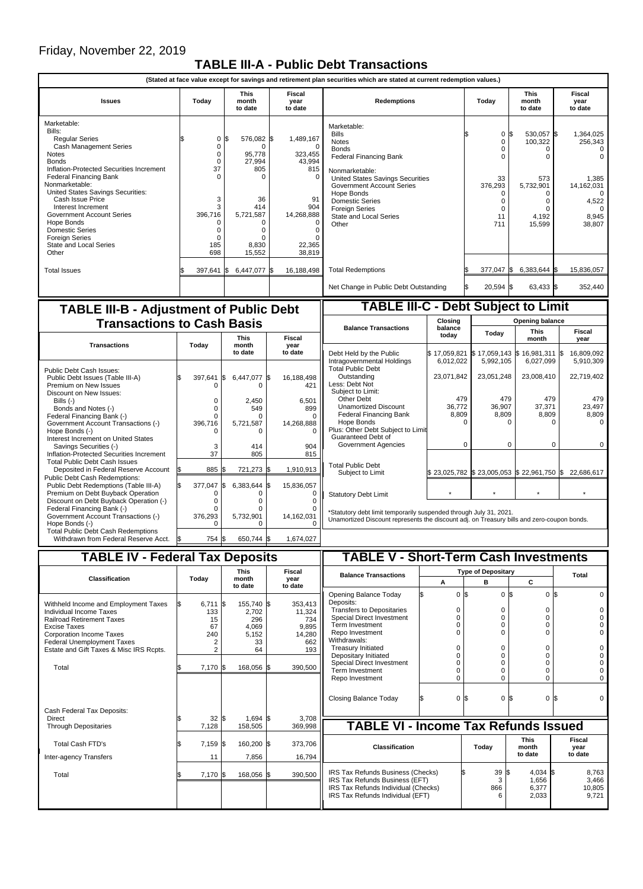Friday, November 22, 2019

# TABLE III-A - Public Debt Transactions

(Stated at face value except for savings and retirement plan securities which are stated at current redemption values.)

| Issues | Today | This month to date | Fiscal year to date |
|---|---|---|---|
| Marketable: | | | |
| Bills: | | | |
| Regular Series | $ 0 | $ 576,082 | $ 1,489,167 |
| Cash Management Series | 0 | 0 | 0 |
| Notes | 0 | 95,778 | 323,455 |
| Bonds | 0 | 27,994 | 43,994 |
| Inflation-Protected Securities Increment | 37 | 805 | 815 |
| Federal Financing Bank | 0 | 0 | 0 |
| Nonmarketable: | | | |
| United States Savings Securities: | | | |
| Cash Issue Price | 3 | 36 | 91 |
| Interest Increment | 3 | 414 | 904 |
| Government Account Series | 396,716 | 5,721,587 | 14,268,888 |
| Hope Bonds | 0 | 0 | 0 |
| Domestic Series | 0 | 0 | 0 |
| Foreign Series | 0 | 0 | 0 |
| State and Local Series | 185 | 8,830 | 22,365 |
| Other | 698 | 15,552 | 38,819 |
| Total Issues | $ 397,641 | $ 6,447,077 | $ 16,188,498 |

| Redemptions | Today | This month to date | Fiscal year to date |
|---|---|---|---|
| Marketable: | | | |
| Bills | $ 0 | $ 530,057 | $ 1,364,025 |
| Notes | 0 | 100,322 | 256,343 |
| Bonds | 0 | 0 | 0 |
| Federal Financing Bank | 0 | 0 | 0 |
| Nonmarketable: | | | |
| United States Savings Securities | 33 | 573 | 1,385 |
| Government Account Series | 376,293 | 5,732,901 | 14,162,031 |
| Hope Bonds | 0 | 0 | 0 |
| Domestic Series | 0 | 0 | 4,522 |
| Foreign Series | 0 | 0 | 0 |
| State and Local Series | 11 | 4,192 | 8,945 |
| Other | 711 | 15,599 | 38,807 |
| Total Redemptions | $ 377,047 | $ 6,383,644 | $ 15,836,057 |
| Net Change in Public Debt Outstanding | $ 20,594 | $ 63,433 | $ 352,440 |

# TABLE III-B - Adjustment of Public Debt Transactions to Cash Basis

| Transactions | Today | This month to date | Fiscal year to date |
|---|---|---|---|
| Public Debt Cash Issues: | | | |
| Public Debt Issues (Table III-A) | $ 397,641 | $ 6,447,077 | $ 16,188,498 |
| Premium on New Issues | 0 | 0 | 421 |
| Discount on New Issues: | | | |
| Bills (-) | 0 | 2,450 | 6,501 |
| Bonds and Notes (-) | 0 | 549 | 899 |
| Federal Financing Bank (-) | 0 | 0 | 0 |
| Government Account Transactions (-) | 396,716 | 5,721,587 | 14,268,888 |
| Hope Bonds (-) | 0 | 0 | 0 |
| Interest Increment on United States Savings Securities (-) | 3 | 414 | 904 |
| Inflation-Protected Securities Increment | 37 | 805 | 815 |
| Total Public Debt Cash Issues Deposited in Federal Reserve Account | $ 885 | $ 721,273 | $ 1,910,913 |
| Public Debt Cash Redemptions: | | | |
| Public Debt Redemptions (Table III-A) | $ 377,047 | $ 6,383,644 | $ 15,836,057 |
| Premium on Debt Buyback Operation | 0 | 0 | 0 |
| Discount on Debt Buyback Operation (-) | 0 | 0 | 0 |
| Federal Financing Bank (-) | 0 | 0 | 0 |
| Government Account Transactions (-) | 376,293 | 5,732,901 | 14,162,031 |
| Hope Bonds (-) | 0 | 0 | 0 |
| Total Public Debt Cash Redemptions Withdrawn from Federal Reserve Acct. | $ 754 | $ 650,744 | $ 1,674,027 |

# TABLE III-C - Debt Subject to Limit

| Balance Transactions | Closing balance today | Opening balance Today | Opening balance This month | Opening balance Fiscal year |
|---|---|---|---|---|
| Debt Held by the Public | $ 17,059,821 | $ 17,059,143 | $ 16,981,311 | $ 16,809,092 |
| Intragovernmental Holdings | 6,012,022 | 5,992,105 | 6,027,099 | 5,910,309 |
| Total Public Debt Outstanding | 23,071,842 | 23,051,248 | 23,008,410 | 22,719,402 |
| Less: Debt Not Subject to Limit: | | | | |
| Other Debt | 479 | 479 | 479 | 479 |
| Unamortized Discount | 36,772 | 36,907 | 37,371 | 23,497 |
| Federal Financing Bank | 8,809 | 8,809 | 8,809 | 8,809 |
| Hope Bonds | 0 | 0 | 0 | 0 |
| Plus: Other Debt Subject to Limit | | | | |
| Guaranteed Debt of Government Agencies | 0 | 0 | 0 | 0 |
| Total Public Debt Subject to Limit | $ 23,025,782 | $ 23,005,053 | $ 22,961,750 | $ 22,686,617 |
| Statutory Debt Limit | * | * | * | * |

*Statutory debt limit temporarily suspended through July 31, 2021.
Unamortized Discount represents the discount adj. on Treasury bills and zero-coupon bonds.

# TABLE IV - Federal Tax Deposits

| Classification | Today | This month to date | Fiscal year to date |
|---|---|---|---|
| Withheld Income and Employment Taxes | $ 6,711 | $ 155,740 | $ 353,413 |
| Individual Income Taxes | 133 | 2,702 | 11,324 |
| Railroad Retirement Taxes | 15 | 296 | 734 |
| Excise Taxes | 67 | 4,069 | 9,895 |
| Corporation Income Taxes | 240 | 5,152 | 14,280 |
| Federal Unemployment Taxes | 2 | 33 | 662 |
| Estate and Gift Taxes & Misc IRS Rcpts. | 2 | 64 | 193 |
| Total | $ 7,170 | $ 168,056 | $ 390,500 |
| Cash Federal Tax Deposits: | | | |
| Direct | $ 32 | $ 1,694 | $ 3,708 |
| Through Depositaries | 7,128 | 158,505 | 369,998 |
| Total Cash FTD's | $ 7,159 | $ 160,200 | $ 373,706 |
| Inter-agency Transfers | 11 | 7,856 | 16,794 |
| Total | $ 7,170 | $ 168,056 | $ 390,500 |

# TABLE V - Short-Term Cash Investments

| Balance Transactions | Type of Depositary A | B | C | Total |
|---|---|---|---|---|
| Opening Balance Today | $ 0 | $ 0 | $ 0 | $ 0 |
| Deposits: | | | | |
| Transfers to Depositaries | 0 | 0 | 0 | 0 |
| Special Direct Investment | 0 | 0 | 0 | 0 |
| Term Investment | 0 | 0 | 0 | 0 |
| Repo Investment | 0 | 0 | 0 | 0 |
| Withdrawals: | | | | |
| Treasury Initiated | 0 | 0 | 0 | 0 |
| Depositary Initiated | 0 | 0 | 0 | 0 |
| Special Direct Investment | 0 | 0 | 0 | 0 |
| Term Investment | 0 | 0 | 0 | 0 |
| Repo Investment | 0 | 0 | 0 | 0 |
| Closing Balance Today | $ 0 | $ 0 | $ 0 | $ 0 |

# TABLE VI - Income Tax Refunds Issued

| Classification | Today | This month to date | Fiscal year to date |
|---|---|---|---|
| IRS Tax Refunds Business (Checks) | $ 39 | $ 4,034 | $ 8,763 |
| IRS Tax Refunds Business (EFT) | 3 | 1,656 | 3,466 |
| IRS Tax Refunds Individual (Checks) | 866 | 6,377 | 10,805 |
| IRS Tax Refunds Individual (EFT) | 6 | 2,033 | 9,721 |